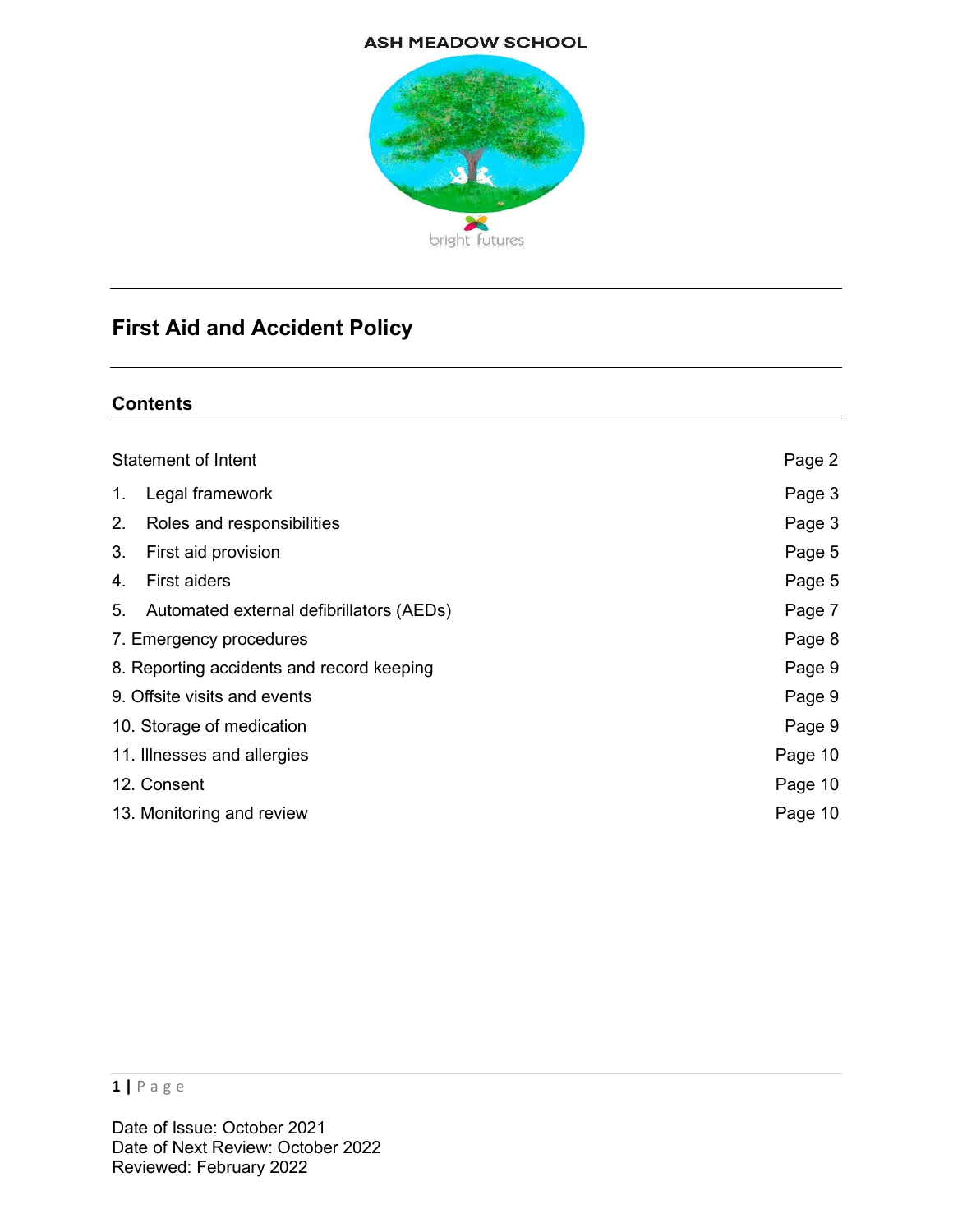ASH MEADOW SCHOOL

bright futures

# First Aid and Accident Policy

## Contents

| | |
|---|---|
| Statement of Intent | Page 2 |
| 1. Legal framework | Page 3 |
| 2. Roles and responsibilities | Page 3 |
| 3. First aid provision | Page 5 |
| 4. First aiders | Page 5 |
| 5. Automated external defibrillators (AEDs) | Page 7 |
| 7. Emergency procedures | Page 8 |
| 8. Reporting accidents and record keeping | Page 9 |
| 9. Offsite visits and events | Page 9 |
| 10. Storage of medication | Page 9 |
| 11. Illnesses and allergies | Page 10 |
| 12. Consent | Page 10 |
| 13. Monitoring and review | Page 10 |

Date of Issue: October 2021
Date of Next Review: October 2022
Reviewed: February 2022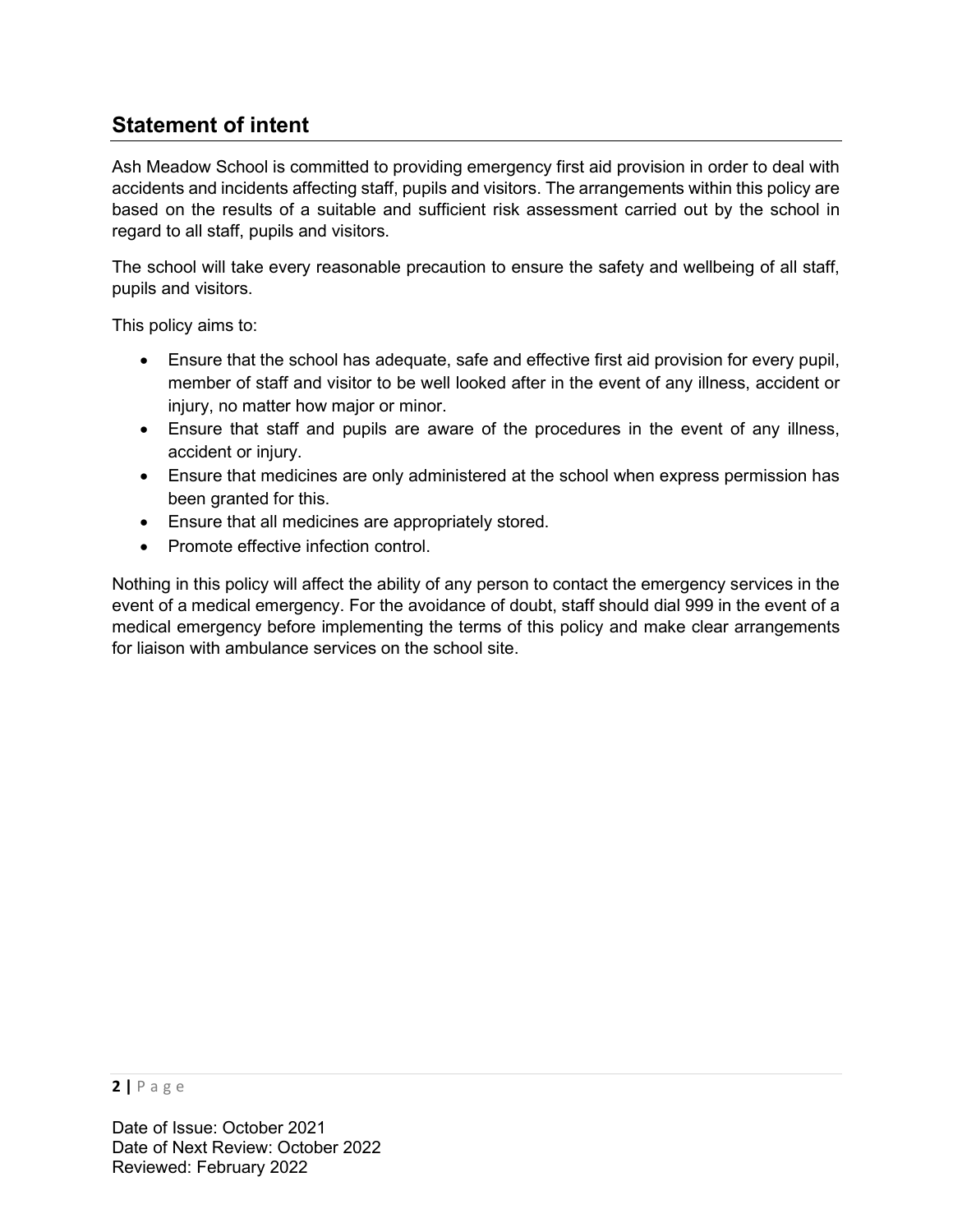## Statement of intent

Ash Meadow School is committed to providing emergency first aid provision in order to deal with accidents and incidents affecting staff, pupils and visitors. The arrangements within this policy are based on the results of a suitable and sufficient risk assessment carried out by the school in regard to all staff, pupils and visitors.

The school will take every reasonable precaution to ensure the safety and wellbeing of all staff, pupils and visitors.

This policy aims to:

- Ensure that the school has adequate, safe and effective first aid provision for every pupil, member of staff and visitor to be well looked after in the event of any illness, accident or injury, no matter how major or minor.
- Ensure that staff and pupils are aware of the procedures in the event of any illness, accident or injury.
- Ensure that medicines are only administered at the school when express permission has been granted for this.
- Ensure that all medicines are appropriately stored.
- Promote effective infection control.

Nothing in this policy will affect the ability of any person to contact the emergency services in the event of a medical emergency. For the avoidance of doubt, staff should dial 999 in the event of a medical emergency before implementing the terms of this policy and make clear arrangements for liaison with ambulance services on the school site.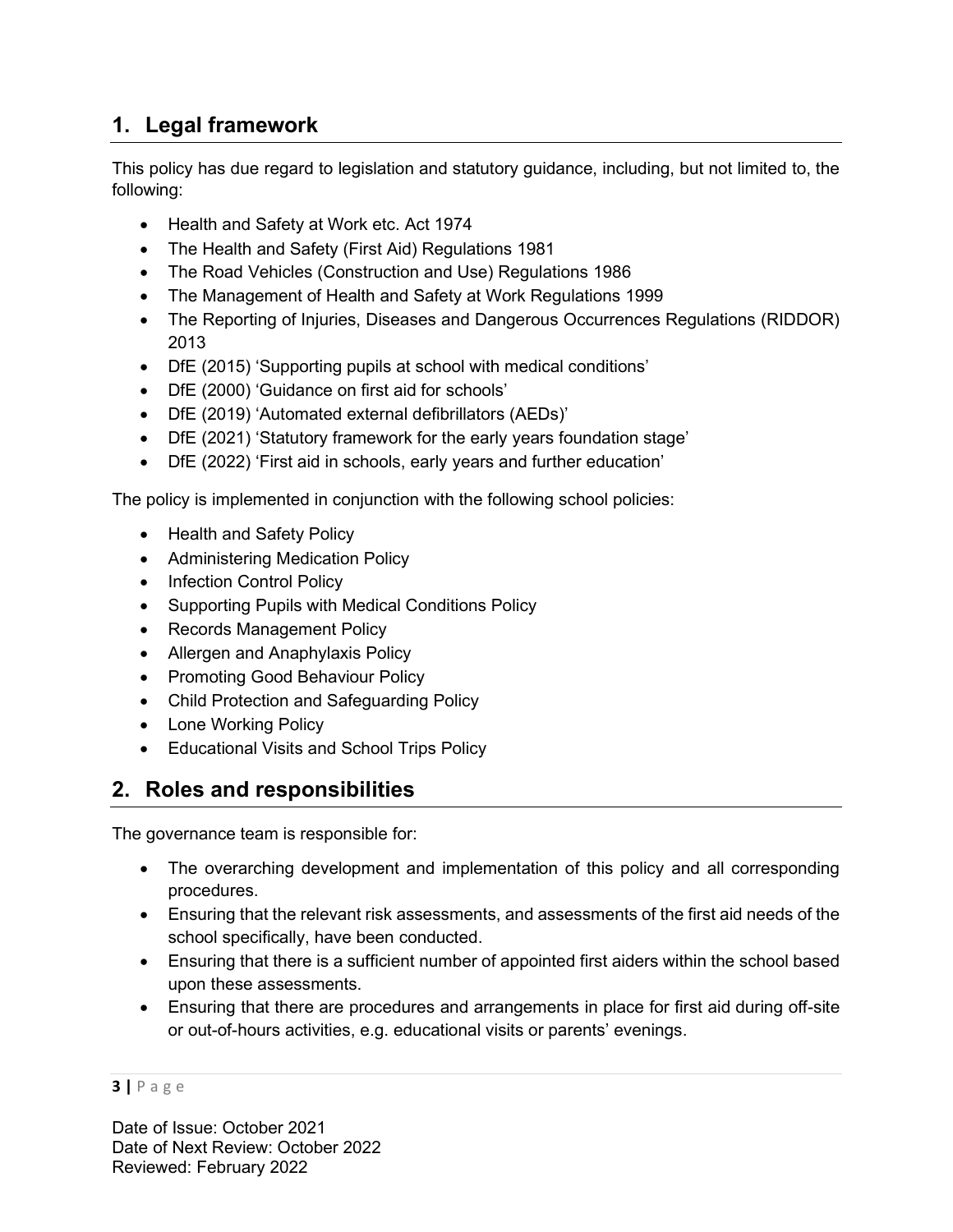## 1. Legal framework

This policy has due regard to legislation and statutory guidance, including, but not limited to, the following:

- Health and Safety at Work etc. Act 1974
- The Health and Safety (First Aid) Regulations 1981
- The Road Vehicles (Construction and Use) Regulations 1986
- The Management of Health and Safety at Work Regulations 1999
- The Reporting of Injuries, Diseases and Dangerous Occurrences Regulations (RIDDOR) 2013
- DfE (2015) 'Supporting pupils at school with medical conditions'
- DfE (2000) 'Guidance on first aid for schools'
- DfE (2019) 'Automated external defibrillators (AEDs)'
- DfE (2021) 'Statutory framework for the early years foundation stage'
- DfE (2022) 'First aid in schools, early years and further education'

The policy is implemented in conjunction with the following school policies:

- Health and Safety Policy
- Administering Medication Policy
- Infection Control Policy
- Supporting Pupils with Medical Conditions Policy
- Records Management Policy
- Allergen and Anaphylaxis Policy
- Promoting Good Behaviour Policy
- Child Protection and Safeguarding Policy
- Lone Working Policy
- Educational Visits and School Trips Policy

## 2. Roles and responsibilities

The governance team is responsible for:

- The overarching development and implementation of this policy and all corresponding procedures.
- Ensuring that the relevant risk assessments, and assessments of the first aid needs of the school specifically, have been conducted.
- Ensuring that there is a sufficient number of appointed first aiders within the school based upon these assessments.
- Ensuring that there are procedures and arrangements in place for first aid during off-site or out-of-hours activities, e.g. educational visits or parents' evenings.

Date of Issue: October 2021
Date of Next Review: October 2022
Reviewed: February 2022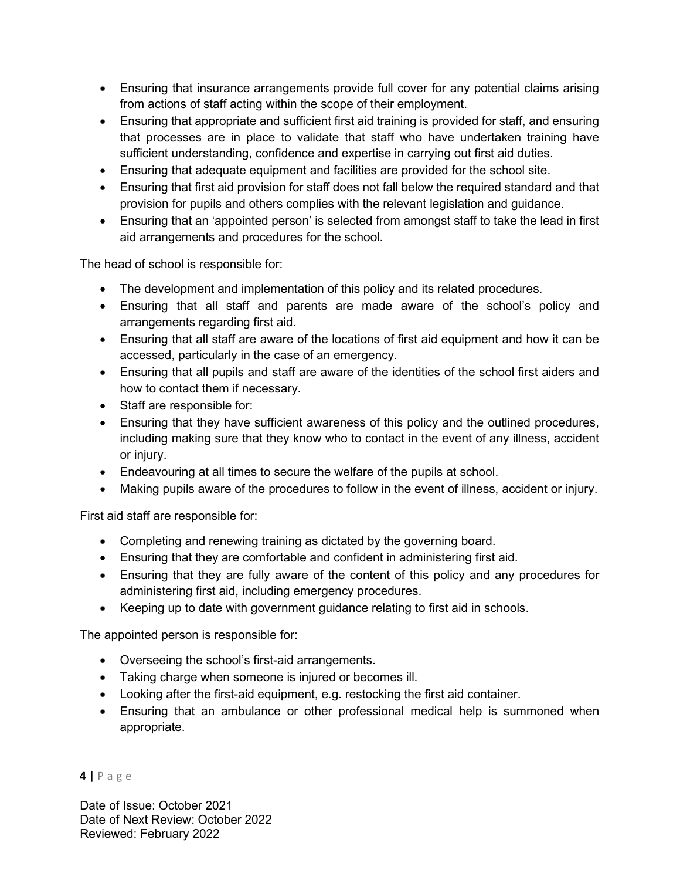- Ensuring that insurance arrangements provide full cover for any potential claims arising from actions of staff acting within the scope of their employment.
- Ensuring that appropriate and sufficient first aid training is provided for staff, and ensuring that processes are in place to validate that staff who have undertaken training have sufficient understanding, confidence and expertise in carrying out first aid duties.
- Ensuring that adequate equipment and facilities are provided for the school site.
- Ensuring that first aid provision for staff does not fall below the required standard and that provision for pupils and others complies with the relevant legislation and guidance.
- Ensuring that an 'appointed person' is selected from amongst staff to take the lead in first aid arrangements and procedures for the school.

The head of school is responsible for:

- The development and implementation of this policy and its related procedures.
- Ensuring that all staff and parents are made aware of the school's policy and arrangements regarding first aid.
- Ensuring that all staff are aware of the locations of first aid equipment and how it can be accessed, particularly in the case of an emergency.
- Ensuring that all pupils and staff are aware of the identities of the school first aiders and how to contact them if necessary.
- Staff are responsible for:
- Ensuring that they have sufficient awareness of this policy and the outlined procedures, including making sure that they know who to contact in the event of any illness, accident or injury.
- Endeavouring at all times to secure the welfare of the pupils at school.
- Making pupils aware of the procedures to follow in the event of illness, accident or injury.

First aid staff are responsible for:

- Completing and renewing training as dictated by the governing board.
- Ensuring that they are comfortable and confident in administering first aid.
- Ensuring that they are fully aware of the content of this policy and any procedures for administering first aid, including emergency procedures.
- Keeping up to date with government guidance relating to first aid in schools.

The appointed person is responsible for:

- Overseeing the school's first-aid arrangements.
- Taking charge when someone is injured or becomes ill.
- Looking after the first-aid equipment, e.g. restocking the first aid container.
- Ensuring that an ambulance or other professional medical help is summoned when appropriate.

Date of Issue: October 2021
Date of Next Review: October 2022
Reviewed: February 2022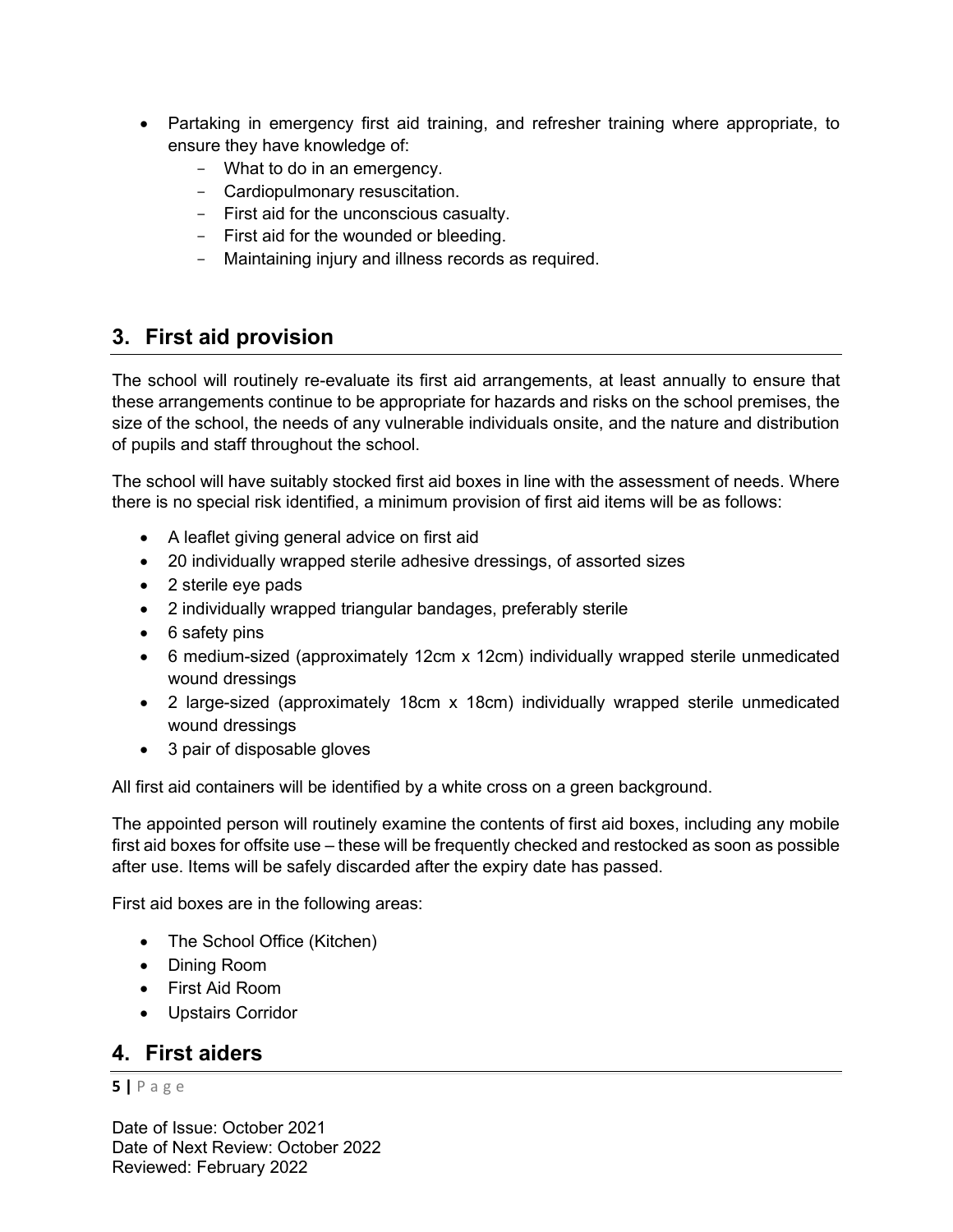- Partaking in emergency first aid training, and refresher training where appropriate, to ensure they have knowledge of:
  - What to do in an emergency.
  - Cardiopulmonary resuscitation.
  - First aid for the unconscious casualty.
  - First aid for the wounded or bleeding.
  - Maintaining injury and illness records as required.

## 3. First aid provision

The school will routinely re-evaluate its first aid arrangements, at least annually to ensure that these arrangements continue to be appropriate for hazards and risks on the school premises, the size of the school, the needs of any vulnerable individuals onsite, and the nature and distribution of pupils and staff throughout the school.

The school will have suitably stocked first aid boxes in line with the assessment of needs. Where there is no special risk identified, a minimum provision of first aid items will be as follows:

- A leaflet giving general advice on first aid
- 20 individually wrapped sterile adhesive dressings, of assorted sizes
- 2 sterile eye pads
- 2 individually wrapped triangular bandages, preferably sterile
- 6 safety pins
- 6 medium-sized (approximately 12cm x 12cm) individually wrapped sterile unmedicated wound dressings
- 2 large-sized (approximately 18cm x 18cm) individually wrapped sterile unmedicated wound dressings
- 3 pair of disposable gloves

All first aid containers will be identified by a white cross on a green background.

The appointed person will routinely examine the contents of first aid boxes, including any mobile first aid boxes for offsite use – these will be frequently checked and restocked as soon as possible after use. Items will be safely discarded after the expiry date has passed.

First aid boxes are in the following areas:

- The School Office (Kitchen)
- Dining Room
- First Aid Room
- Upstairs Corridor

## 4. First aiders

Date of Issue: October 2021
Date of Next Review: October 2022
Reviewed: February 2022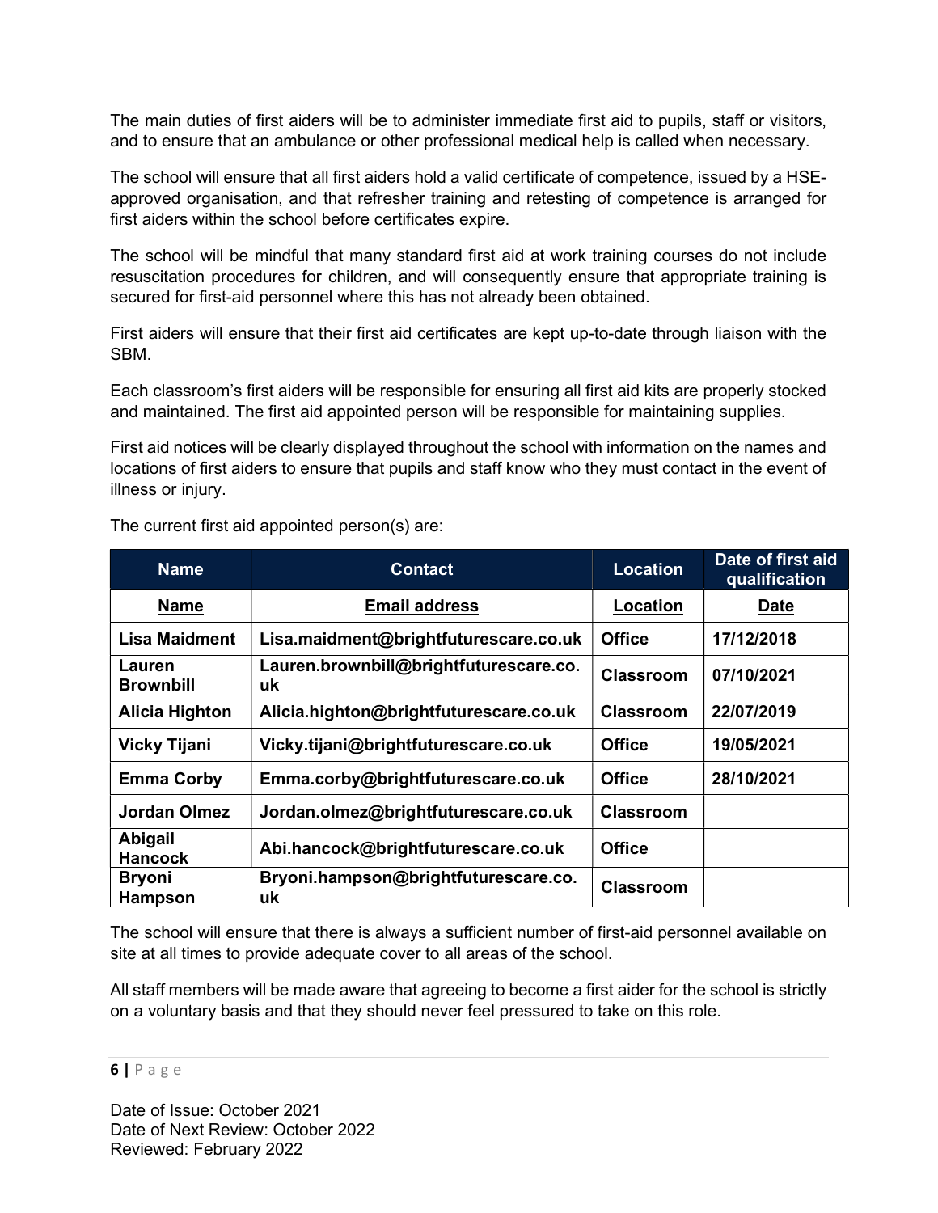The main duties of first aiders will be to administer immediate first aid to pupils, staff or visitors, and to ensure that an ambulance or other professional medical help is called when necessary.

The school will ensure that all first aiders hold a valid certificate of competence, issued by a HSE-approved organisation, and that refresher training and retesting of competence is arranged for first aiders within the school before certificates expire.

The school will be mindful that many standard first aid at work training courses do not include resuscitation procedures for children, and will consequently ensure that appropriate training is secured for first-aid personnel where this has not already been obtained.

First aiders will ensure that their first aid certificates are kept up-to-date through liaison with the SBM.

Each classroom's first aiders will be responsible for ensuring all first aid kits are properly stocked and maintained. The first aid appointed person will be responsible for maintaining supplies.

First aid notices will be clearly displayed throughout the school with information on the names and locations of first aiders to ensure that pupils and staff know who they must contact in the event of illness or injury.

The current first aid appointed person(s) are:

| Name | Contact | Location | Date of first aid qualification |
|---|---|---|---|
| **Name** | **Email address** | **Location** | **Date** |
| **Lisa Maidment** | **Lisa.maidment@brightfuturescare.co.uk** | **Office** | **17/12/2018** |
| **Lauren Brownbill** | **Lauren.brownbill@brightfuturescare.co.uk** | **Classroom** | **07/10/2021** |
| **Alicia Highton** | **Alicia.highton@brightfuturescare.co.uk** | **Classroom** | **22/07/2019** |
| **Vicky Tijani** | **Vicky.tijani@brightfuturescare.co.uk** | **Office** | **19/05/2021** |
| **Emma Corby** | **Emma.corby@brightfuturescare.co.uk** | **Office** | **28/10/2021** |
| **Jordan Olmez** | **Jordan.olmez@brightfuturescare.co.uk** | **Classroom** | |
| **Abigail Hancock** | **Abi.hancock@brightfuturescare.co.uk** | **Office** | |
| **Bryoni Hampson** | **Bryoni.hampson@brightfuturescare.co.uk** | **Classroom** | |

The school will ensure that there is always a sufficient number of first-aid personnel available on site at all times to provide adequate cover to all areas of the school.

All staff members will be made aware that agreeing to become a first aider for the school is strictly on a voluntary basis and that they should never feel pressured to take on this role.

Date of Issue: October 2021
Date of Next Review: October 2022
Reviewed: February 2022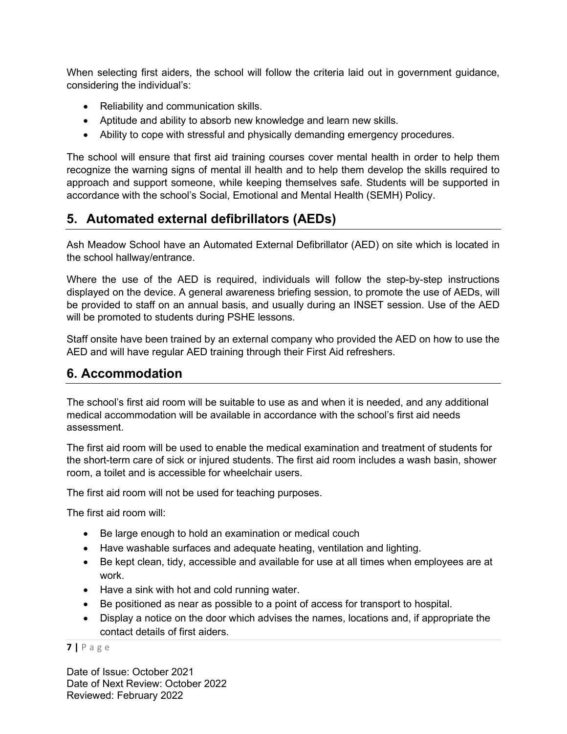When selecting first aiders, the school will follow the criteria laid out in government guidance, considering the individual's:

- Reliability and communication skills.
- Aptitude and ability to absorb new knowledge and learn new skills.
- Ability to cope with stressful and physically demanding emergency procedures.

The school will ensure that first aid training courses cover mental health in order to help them recognize the warning signs of mental ill health and to help them develop the skills required to approach and support someone, while keeping themselves safe. Students will be supported in accordance with the school's Social, Emotional and Mental Health (SEMH) Policy.

## 5. Automated external defibrillators (AEDs)

Ash Meadow School have an Automated External Defibrillator (AED) on site which is located in the school hallway/entrance.

Where the use of the AED is required, individuals will follow the step-by-step instructions displayed on the device. A general awareness briefing session, to promote the use of AEDs, will be provided to staff on an annual basis, and usually during an INSET session. Use of the AED will be promoted to students during PSHE lessons.

Staff onsite have been trained by an external company who provided the AED on how to use the AED and will have regular AED training through their First Aid refreshers.

## 6. Accommodation

The school's first aid room will be suitable to use as and when it is needed, and any additional medical accommodation will be available in accordance with the school's first aid needs assessment.

The first aid room will be used to enable the medical examination and treatment of students for the short-term care of sick or injured students. The first aid room includes a wash basin, shower room, a toilet and is accessible for wheelchair users.

The first aid room will not be used for teaching purposes.

The first aid room will:

- Be large enough to hold an examination or medical couch
- Have washable surfaces and adequate heating, ventilation and lighting.
- Be kept clean, tidy, accessible and available for use at all times when employees are at work.
- Have a sink with hot and cold running water.
- Be positioned as near as possible to a point of access for transport to hospital.
- Display a notice on the door which advises the names, locations and, if appropriate the contact details of first aiders.

Date of Issue: October 2021
Date of Next Review: October 2022
Reviewed: February 2022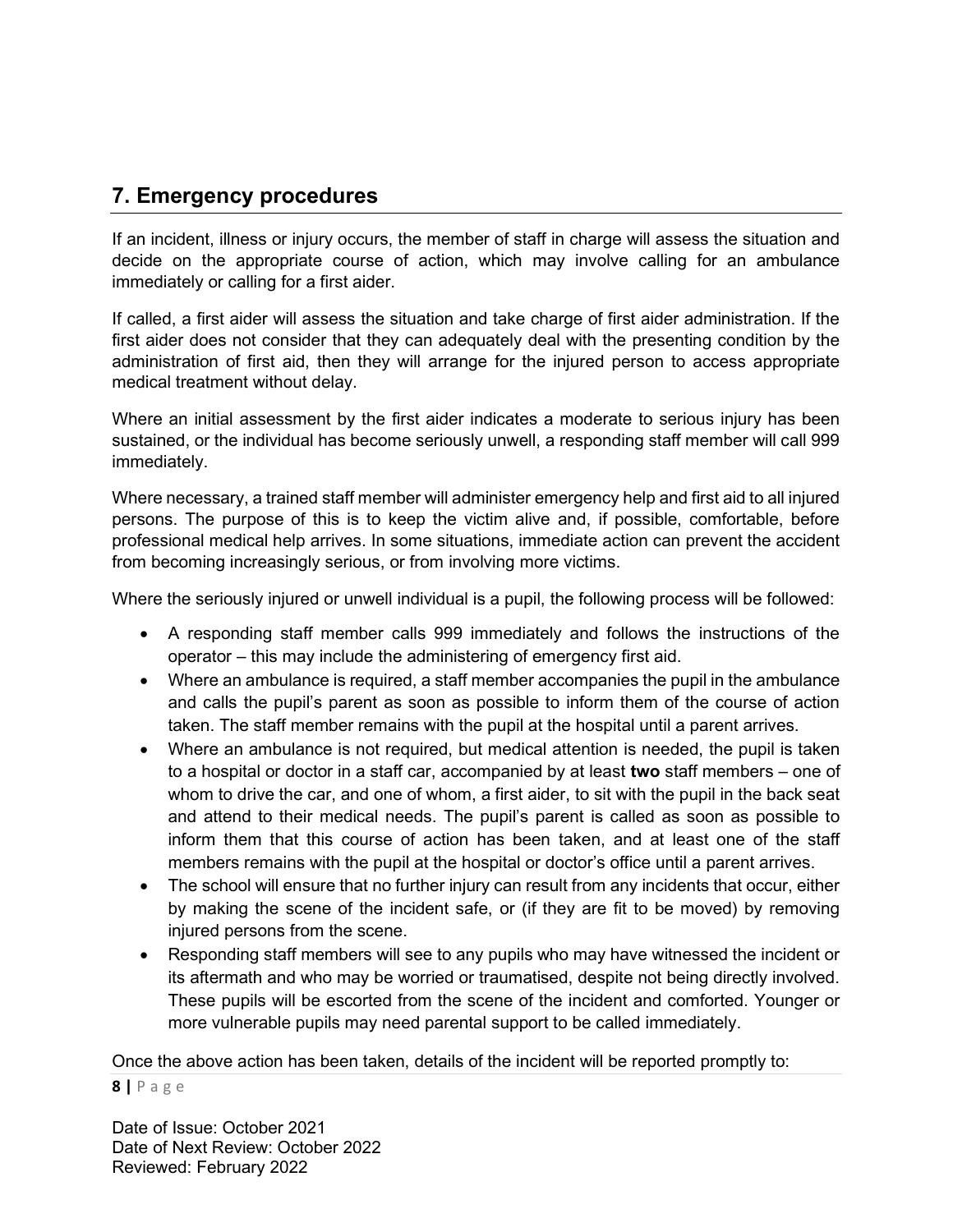## 7. Emergency procedures

If an incident, illness or injury occurs, the member of staff in charge will assess the situation and decide on the appropriate course of action, which may involve calling for an ambulance immediately or calling for a first aider.

If called, a first aider will assess the situation and take charge of first aider administration. If the first aider does not consider that they can adequately deal with the presenting condition by the administration of first aid, then they will arrange for the injured person to access appropriate medical treatment without delay.

Where an initial assessment by the first aider indicates a moderate to serious injury has been sustained, or the individual has become seriously unwell, a responding staff member will call 999 immediately.

Where necessary, a trained staff member will administer emergency help and first aid to all injured persons. The purpose of this is to keep the victim alive and, if possible, comfortable, before professional medical help arrives. In some situations, immediate action can prevent the accident from becoming increasingly serious, or from involving more victims.

Where the seriously injured or unwell individual is a pupil, the following process will be followed:

- A responding staff member calls 999 immediately and follows the instructions of the operator – this may include the administering of emergency first aid.
- Where an ambulance is required, a staff member accompanies the pupil in the ambulance and calls the pupil's parent as soon as possible to inform them of the course of action taken. The staff member remains with the pupil at the hospital until a parent arrives.
- Where an ambulance is not required, but medical attention is needed, the pupil is taken to a hospital or doctor in a staff car, accompanied by at least **two** staff members – one of whom to drive the car, and one of whom, a first aider, to sit with the pupil in the back seat and attend to their medical needs. The pupil's parent is called as soon as possible to inform them that this course of action has been taken, and at least one of the staff members remains with the pupil at the hospital or doctor's office until a parent arrives.
- The school will ensure that no further injury can result from any incidents that occur, either by making the scene of the incident safe, or (if they are fit to be moved) by removing injured persons from the scene.
- Responding staff members will see to any pupils who may have witnessed the incident or its aftermath and who may be worried or traumatised, despite not being directly involved. These pupils will be escorted from the scene of the incident and comforted. Younger or more vulnerable pupils may need parental support to be called immediately.

Once the above action has been taken, details of the incident will be reported promptly to:

Date of Issue: October 2021
Date of Next Review: October 2022
Reviewed: February 2022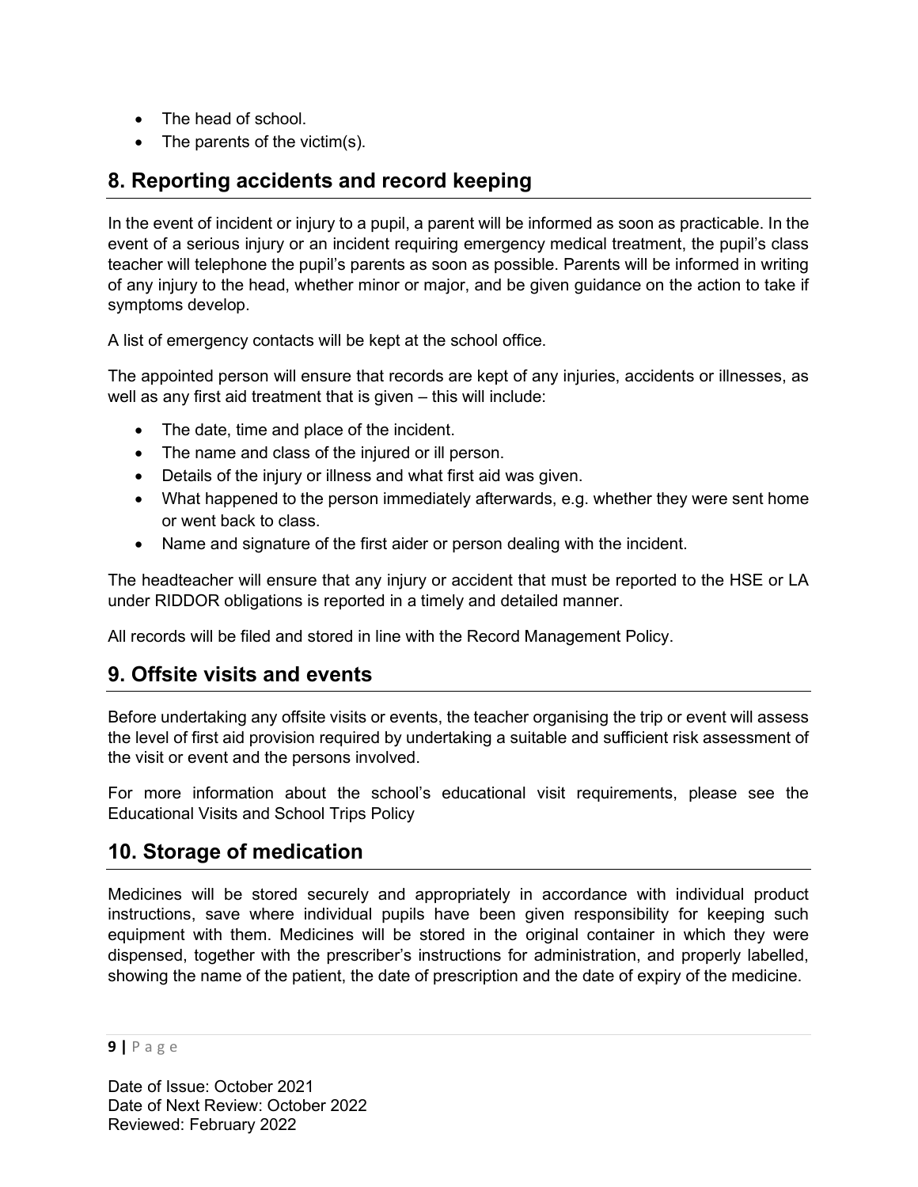- The head of school.
- The parents of the victim(s).

## 8. Reporting accidents and record keeping

In the event of incident or injury to a pupil, a parent will be informed as soon as practicable. In the event of a serious injury or an incident requiring emergency medical treatment, the pupil's class teacher will telephone the pupil's parents as soon as possible. Parents will be informed in writing of any injury to the head, whether minor or major, and be given guidance on the action to take if symptoms develop.

A list of emergency contacts will be kept at the school office.

The appointed person will ensure that records are kept of any injuries, accidents or illnesses, as well as any first aid treatment that is given – this will include:

- The date, time and place of the incident.
- The name and class of the injured or ill person.
- Details of the injury or illness and what first aid was given.
- What happened to the person immediately afterwards, e.g. whether they were sent home or went back to class.
- Name and signature of the first aider or person dealing with the incident.

The headteacher will ensure that any injury or accident that must be reported to the HSE or LA under RIDDOR obligations is reported in a timely and detailed manner.

All records will be filed and stored in line with the Record Management Policy.

## 9. Offsite visits and events

Before undertaking any offsite visits or events, the teacher organising the trip or event will assess the level of first aid provision required by undertaking a suitable and sufficient risk assessment of the visit or event and the persons involved.

For more information about the school's educational visit requirements, please see the Educational Visits and School Trips Policy

## 10. Storage of medication

Medicines will be stored securely and appropriately in accordance with individual product instructions, save where individual pupils have been given responsibility for keeping such equipment with them. Medicines will be stored in the original container in which they were dispensed, together with the prescriber's instructions for administration, and properly labelled, showing the name of the patient, the date of prescription and the date of expiry of the medicine.

Date of Issue: October 2021
Date of Next Review: October 2022
Reviewed: February 2022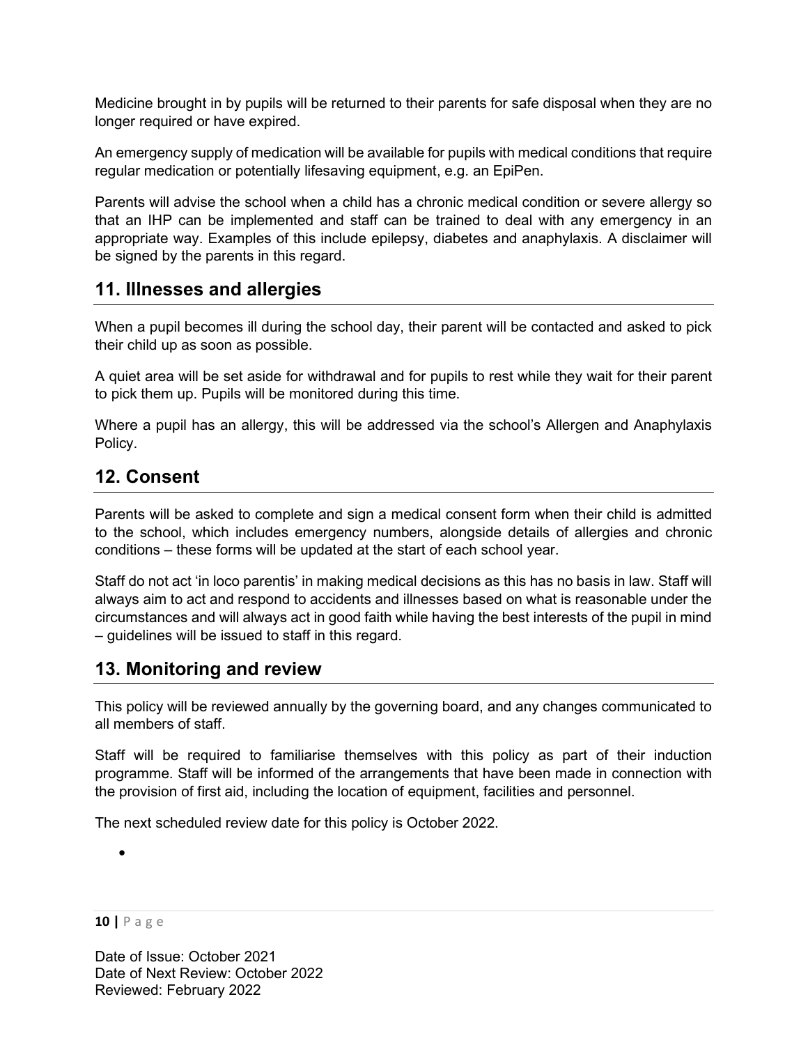Medicine brought in by pupils will be returned to their parents for safe disposal when they are no longer required or have expired.

An emergency supply of medication will be available for pupils with medical conditions that require regular medication or potentially lifesaving equipment, e.g. an EpiPen.

Parents will advise the school when a child has a chronic medical condition or severe allergy so that an IHP can be implemented and staff can be trained to deal with any emergency in an appropriate way. Examples of this include epilepsy, diabetes and anaphylaxis. A disclaimer will be signed by the parents in this regard.

## 11. Illnesses and allergies

When a pupil becomes ill during the school day, their parent will be contacted and asked to pick their child up as soon as possible.

A quiet area will be set aside for withdrawal and for pupils to rest while they wait for their parent to pick them up. Pupils will be monitored during this time.

Where a pupil has an allergy, this will be addressed via the school's Allergen and Anaphylaxis Policy.

## 12. Consent

Parents will be asked to complete and sign a medical consent form when their child is admitted to the school, which includes emergency numbers, alongside details of allergies and chronic conditions – these forms will be updated at the start of each school year.

Staff do not act 'in loco parentis' in making medical decisions as this has no basis in law. Staff will always aim to act and respond to accidents and illnesses based on what is reasonable under the circumstances and will always act in good faith while having the best interests of the pupil in mind – guidelines will be issued to staff in this regard.

## 13. Monitoring and review

This policy will be reviewed annually by the governing board, and any changes communicated to all members of staff.

Staff will be required to familiarise themselves with this policy as part of their induction programme. Staff will be informed of the arrangements that have been made in connection with the provision of first aid, including the location of equipment, facilities and personnel.

The next scheduled review date for this policy is October 2022.

Date of Issue: October 2021
Date of Next Review: October 2022
Reviewed: February 2022